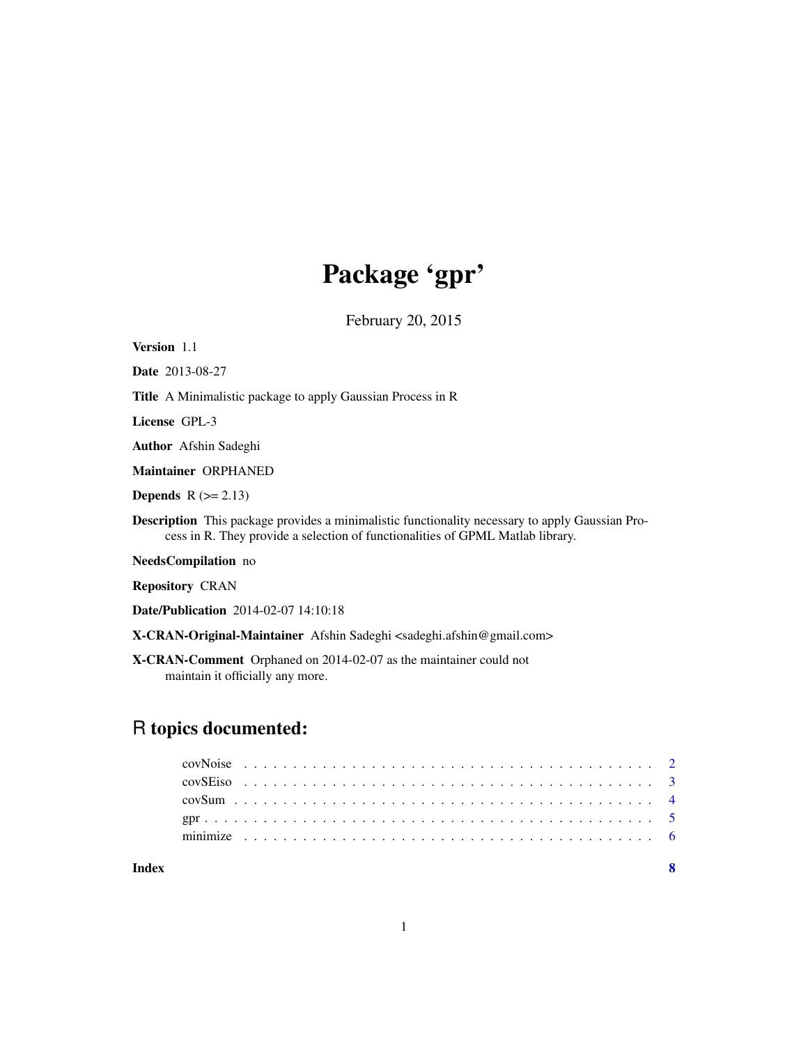# Package 'gpr'

February 20, 2015

**Version** 1.1

**Date** 2013-08-27

**Title** A Minimalistic package to apply Gaussian Process in R

**License** GPL-3

**Author** Afshin Sadeghi

**Maintainer** ORPHANED

**Depends** R (>= 2.13)

**Description** This package provides a minimalistic functionality necessary to apply Gaussian Process in R. They provide a selection of functionalities of GPML Matlab library.

**NeedsCompilation** no

**Repository** CRAN

**Date/Publication** 2014-02-07 14:10:18

**X-CRAN-Original-Maintainer** Afshin Sadeghi <sadeghi.afshin@gmail.com>

**X-CRAN-Comment** Orphaned on 2014-02-07 as the maintainer could not maintain it officially any more.

## R topics documented:

- covNoise . . . . . . . . . . . . . . . . . . . . . . . . . . . . . . . . . . . . . . . . 2
- covSEiso . . . . . . . . . . . . . . . . . . . . . . . . . . . . . . . . . . . . . . . . 3
- covSum . . . . . . . . . . . . . . . . . . . . . . . . . . . . . . . . . . . . . . . . . 4
- gpr . . . . . . . . . . . . . . . . . . . . . . . . . . . . . . . . . . . . . . . . . . . 5
- minimize . . . . . . . . . . . . . . . . . . . . . . . . . . . . . . . . . . . . . . . . 6

**Index** **8**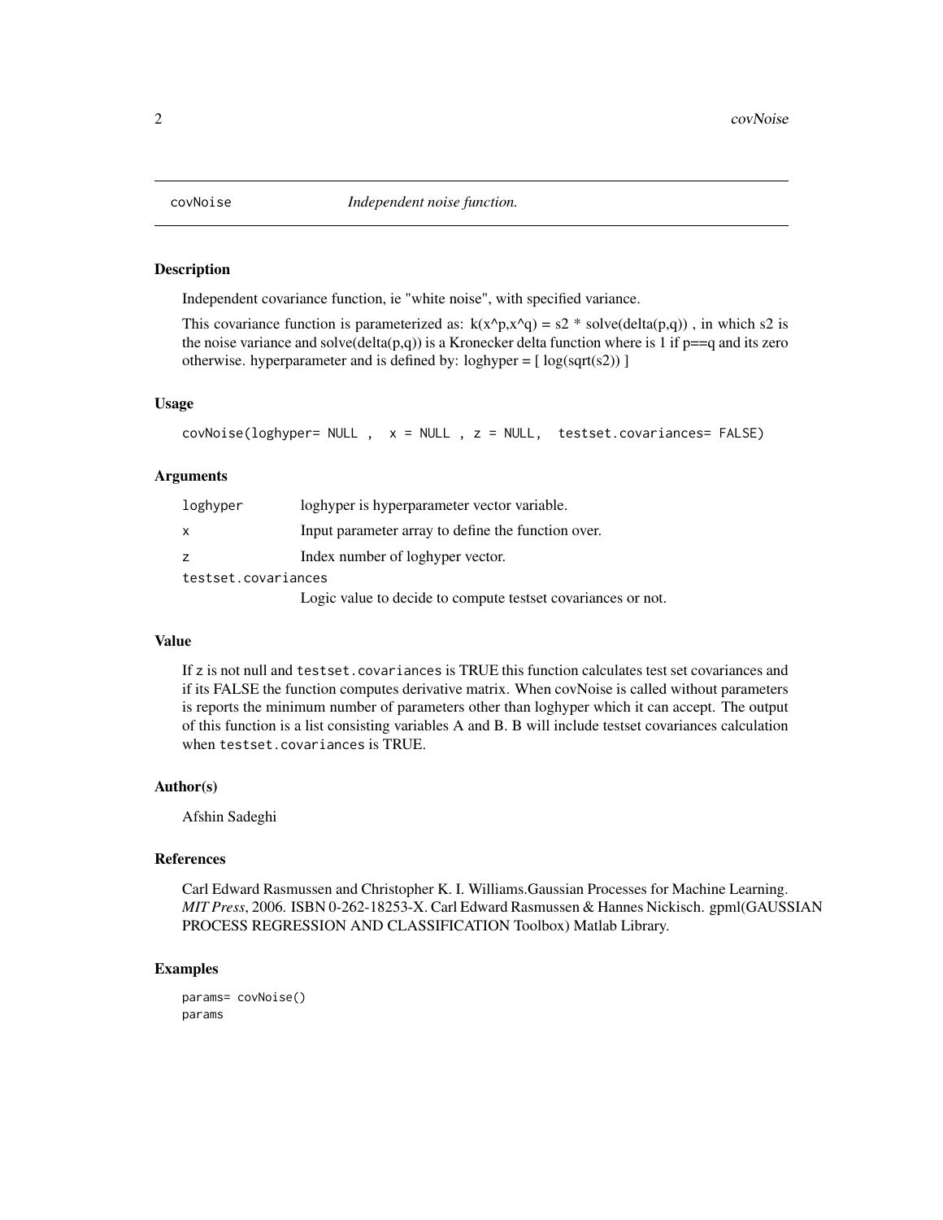# covNoise — *Independent noise function.*

## Description

Independent covariance function, ie "white noise", with specified variance.

This covariance function is parameterized as: k(x^p,x^q) = s2 * solve(delta(p,q)) , in which s2 is the noise variance and solve(delta(p,q)) is a Kronecker delta function where is 1 if p==q and its zero otherwise. hyperparameter and is defined by: loghyper = [ log(sqrt(s2)) ]

## Usage

```
covNoise(loghyper= NULL ,  x = NULL , z = NULL,  testset.covariances= FALSE)
```

## Arguments

| | |
|---|---|
| `loghyper` | loghyper is hyperparameter vector variable. |
| `x` | Input parameter array to define the function over. |
| `z` | Index number of loghyper vector. |
| `testset.covariances` | Logic value to decide to compute testset covariances or not. |

## Value

If `z` is not null and `testset.covariances` is TRUE this function calculates test set covariances and if its FALSE the function computes derivative matrix. When covNoise is called without parameters is reports the minimum number of parameters other than loghyper which it can accept. The output of this function is a list consisting variables A and B. B will include testset covariances calculation when `testset.covariances` is TRUE.

## Author(s)

Afshin Sadeghi

## References

Carl Edward Rasmussen and Christopher K. I. Williams.Gaussian Processes for Machine Learning. *MIT Press*, 2006. ISBN 0-262-18253-X. Carl Edward Rasmussen & Hannes Nickisch. gpml(GAUSSIAN PROCESS REGRESSION AND CLASSIFICATION Toolbox) Matlab Library.

## Examples

```
params= covNoise()
params
```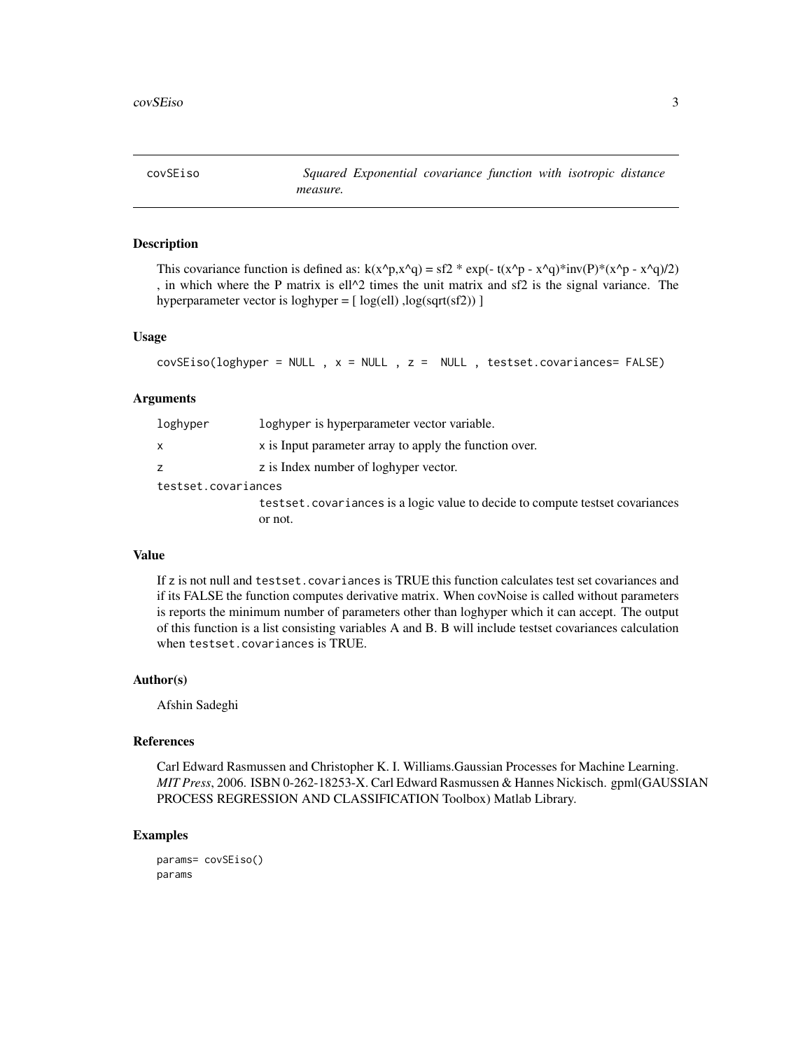## covSEiso — *Squared Exponential covariance function with isotropic distance measure.*

### Description

This covariance function is defined as: k(x^p,x^q) = sf2 * exp(- t(x^p - x^q)*inv(P)*(x^p - x^q)/2) , in which where the P matrix is ell^2 times the unit matrix and sf2 is the signal variance. The hyperparameter vector is loghyper = [ log(ell) ,log(sqrt(sf2)) ]

### Usage

```
covSEiso(loghyper = NULL , x = NULL , z =  NULL , testset.covariances= FALSE)
```

### Arguments

| | |
|---|---|
| `loghyper` | `loghyper` is hyperparameter vector variable. |
| `x` | `x` is Input parameter array to apply the function over. |
| `z` | `z` is Index number of loghyper vector. |
| `testset.covariances` | `testset.covariances` is a logic value to decide to compute testset covariances or not. |

### Value

If `z` is not null and `testset.covariances` is TRUE this function calculates test set covariances and if its FALSE the function computes derivative matrix. When covNoise is called without parameters is reports the minimum number of parameters other than loghyper which it can accept. The output of this function is a list consisting variables A and B. B will include testset covariances calculation when `testset.covariances` is TRUE.

### Author(s)

Afshin Sadeghi

### References

Carl Edward Rasmussen and Christopher K. I. Williams.Gaussian Processes for Machine Learning. *MIT Press*, 2006. ISBN 0-262-18253-X. Carl Edward Rasmussen & Hannes Nickisch. gpml(GAUSSIAN PROCESS REGRESSION AND CLASSIFICATION Toolbox) Matlab Library.

### Examples

```
params= covSEiso()
params
```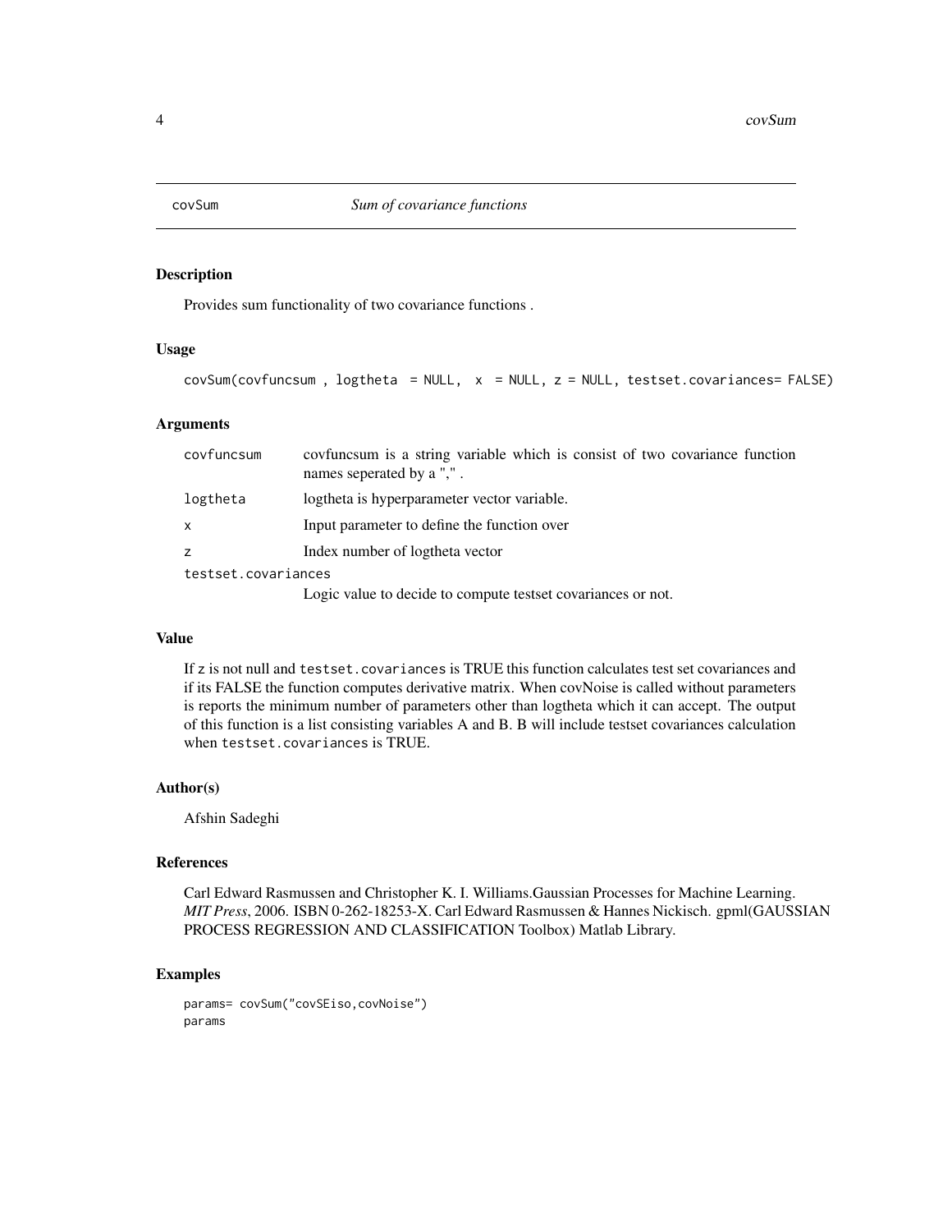# covSum — *Sum of covariance functions*

## Description

Provides sum functionality of two covariance functions .

## Usage

```
covSum(covfuncsum , logtheta  = NULL,  x  = NULL, z = NULL, testset.covariances= FALSE)
```

## Arguments

| | |
|---|---|
| covfuncsum | covfuncsum is a string variable which is consist of two covariance function names seperated by a "," . |
| logtheta | logtheta is hyperparameter vector variable. |
| x | Input parameter to define the function over |
| z | Index number of logtheta vector |
| testset.covariances | Logic value to decide to compute testset covariances or not. |

## Value

If z is not null and `testset.covariances` is TRUE this function calculates test set covariances and if its FALSE the function computes derivative matrix. When covNoise is called without parameters is reports the minimum number of parameters other than logtheta which it can accept. The output of this function is a list consisting variables A and B. B will include testset covariances calculation when `testset.covariances` is TRUE.

## Author(s)

Afshin Sadeghi

## References

Carl Edward Rasmussen and Christopher K. I. Williams.Gaussian Processes for Machine Learning. *MIT Press*, 2006. ISBN 0-262-18253-X. Carl Edward Rasmussen & Hannes Nickisch. gpml(GAUSSIAN PROCESS REGRESSION AND CLASSIFICATION Toolbox) Matlab Library.

## Examples

```
params= covSum("covSEiso,covNoise")
params
```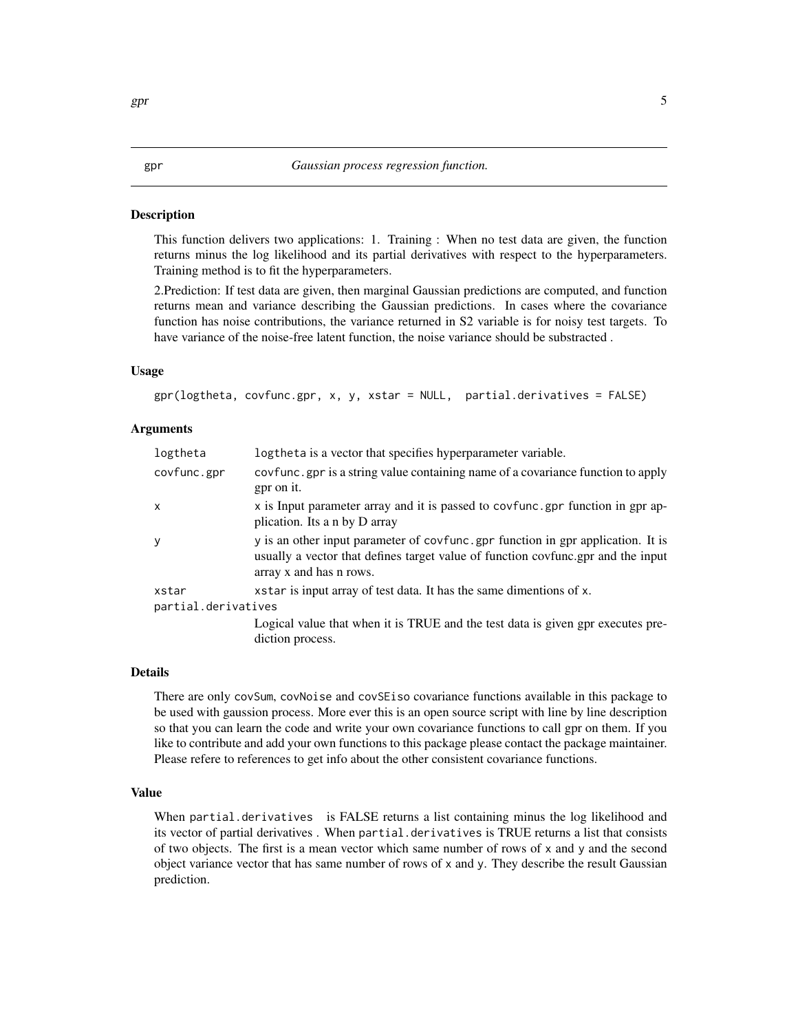gpr *Gaussian process regression function.*

### Description

This function delivers two applications: 1. Training : When no test data are given, the function returns minus the log likelihood and its partial derivatives with respect to the hyperparameters. Training method is to fit the hyperparameters.

2.Prediction: If test data are given, then marginal Gaussian predictions are computed, and function returns mean and variance describing the Gaussian predictions. In cases where the covariance function has noise contributions, the variance returned in S2 variable is for noisy test targets. To have variance of the noise-free latent function, the noise variance should be substracted .

### Usage

```
gpr(logtheta, covfunc.gpr, x, y, xstar = NULL,  partial.derivatives = FALSE)
```

### Arguments

| | |
|---|---|
| `logtheta` | `logtheta` is a vector that specifies hyperparameter variable. |
| `covfunc.gpr` | `covfunc.gpr` is a string value containing name of a covariance function to apply gpr on it. |
| `x` | `x` is Input parameter array and it is passed to `covfunc.gpr` function in gpr application. Its a n by D array |
| `y` | `y` is an other input parameter of `covfunc.gpr` function in gpr application. It is usually a vector that defines target value of function covfunc.gpr and the input array x and has n rows. |
| `xstar` | `xstar` is input array of test data. It has the same dimentions of `x`. |
| `partial.derivatives` | Logical value that when it is TRUE and the test data is given gpr executes prediction process. |

### Details

There are only `covSum`, `covNoise` and `covSEiso` covariance functions available in this package to be used with gaussion process. More ever this is an open source script with line by line description so that you can learn the code and write your own covariance functions to call gpr on them. If you like to contribute and add your own functions to this package please contact the package maintainer. Please refere to references to get info about the other consistent covariance functions.

### Value

When `partial.derivatives` is FALSE returns a list containing minus the log likelihood and its vector of partial derivatives . When `partial.derivatives` is TRUE returns a list that consists of two objects. The first is a mean vector which same number of rows of `x` and `y` and the second object variance vector that has same number of rows of `x` and `y`. They describe the result Gaussian prediction.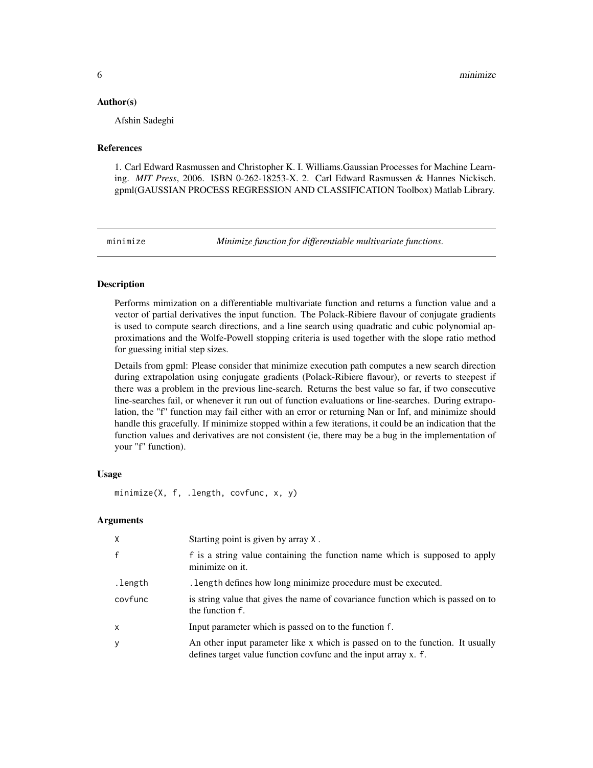### Author(s)

Afshin Sadeghi

### References

1. Carl Edward Rasmussen and Christopher K. I. Williams.Gaussian Processes for Machine Learning. *MIT Press*, 2006. ISBN 0-262-18253-X. 2. Carl Edward Rasmussen & Hannes Nickisch. gpml(GAUSSIAN PROCESS REGRESSION AND CLASSIFICATION Toolbox) Matlab Library.

---

## minimize — *Minimize function for differentiable multivariate functions.*

---

### Description

Performs mimization on a differentiable multivariate function and returns a function value and a vector of partial derivatives the input function. The Polack-Ribiere flavour of conjugate gradients is used to compute search directions, and a line search using quadratic and cubic polynomial approximations and the Wolfe-Powell stopping criteria is used together with the slope ratio method for guessing initial step sizes.

Details from gpml: Please consider that minimize execution path computes a new search direction during extrapolation using conjugate gradients (Polack-Ribiere flavour), or reverts to steepest if there was a problem in the previous line-search. Returns the best value so far, if two consecutive line-searches fail, or whenever it run out of function evaluations or line-searches. During extrapolation, the "f" function may fail either with an error or returning Nan or Inf, and minimize should handle this gracefully. If minimize stopped within a few iterations, it could be an indication that the function values and derivatives are not consistent (ie, there may be a bug in the implementation of your "f" function).

### Usage

```
minimize(X, f, .length, covfunc, x, y)
```

### Arguments

| | |
|---|---|
| `X` | Starting point is given by array `X` . |
| `f` | `f` is a string value containing the function name which is supposed to apply minimize on it. |
| `.length` | `.length` defines how long minimize procedure must be executed. |
| `covfunc` | is string value that gives the name of covariance function which is passed on to the function `f`. |
| `x` | Input parameter which is passed on to the function `f`. |
| `y` | An other input parameter like x which is passed on to the function. It usually defines target value function covfunc and the input array `x`. `f`. |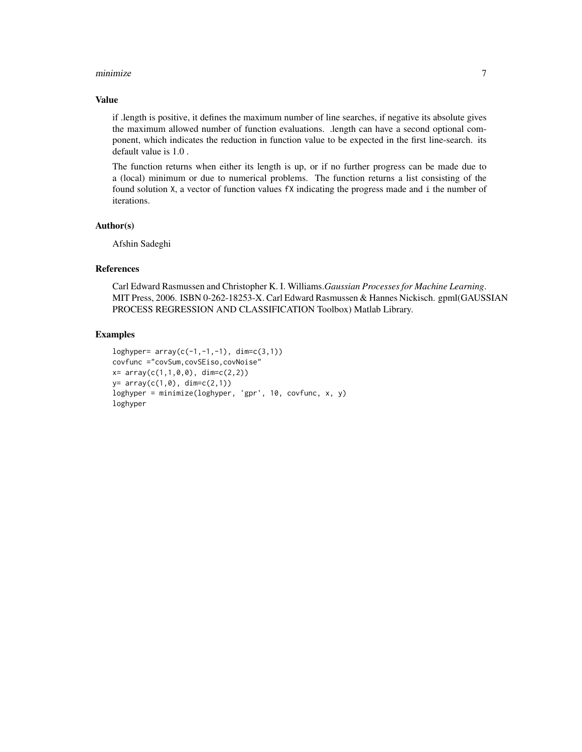## Value

if .length is positive, it defines the maximum number of line searches, if negative its absolute gives the maximum allowed number of function evaluations. .length can have a second optional component, which indicates the reduction in function value to be expected in the first line-search. its default value is 1.0 .

The function returns when either its length is up, or if no further progress can be made due to a (local) minimum or due to numerical problems. The function returns a list consisting of the found solution X, a vector of function values fX indicating the progress made and i the number of iterations.

## Author(s)

Afshin Sadeghi

## References

Carl Edward Rasmussen and Christopher K. I. Williams.*Gaussian Processes for Machine Learning*. MIT Press, 2006. ISBN 0-262-18253-X. Carl Edward Rasmussen & Hannes Nickisch. gpml(GAUSSIAN PROCESS REGRESSION AND CLASSIFICATION Toolbox) Matlab Library.

## Examples

```
loghyper= array(c(-1,-1,-1), dim=c(3,1))
covfunc ="covSum,covSEiso,covNoise"
x= array(c(1,1,0,0), dim=c(2,2))
y= array(c(1,0), dim=c(2,1))
loghyper = minimize(loghyper, 'gpr', 10, covfunc, x, y)
loghyper
```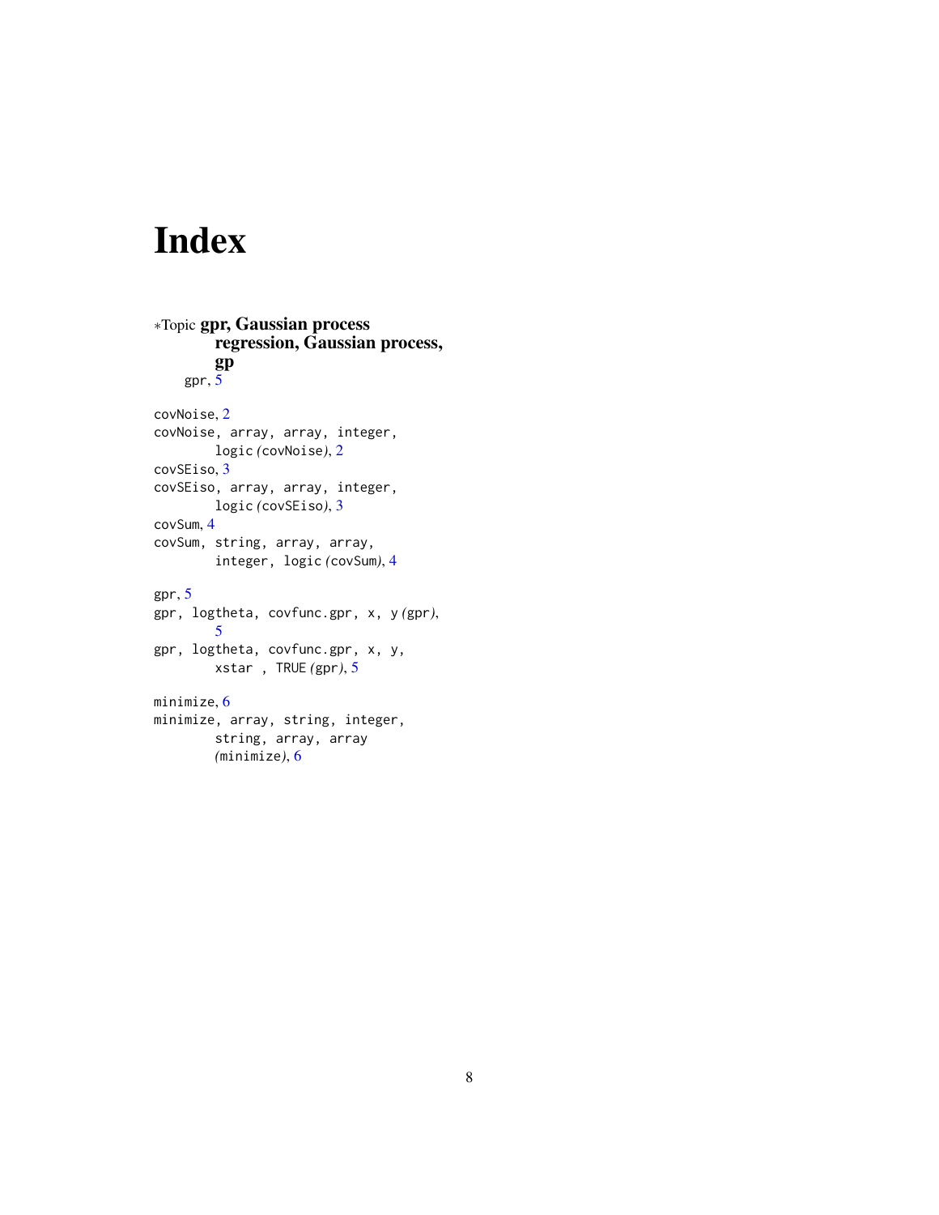# Index

*Topic **gpr, Gaussian process regression, Gaussian process, gp**
  gpr, 5

covNoise, 2
covNoise, array, array, integer, logic *(*covNoise*)*, 2
covSEiso, 3
covSEiso, array, array, integer, logic *(*covSEiso*)*, 3
covSum, 4
covSum, string, array, array, integer, logic *(*covSum*)*, 4

gpr, 5
gpr, logtheta, covfunc.gpr, x, y *(*gpr*)*, 5
gpr, logtheta, covfunc.gpr, x, y, xstar , TRUE *(*gpr*)*, 5

minimize, 6
minimize, array, string, integer, string, array, array *(*minimize*)*, 6